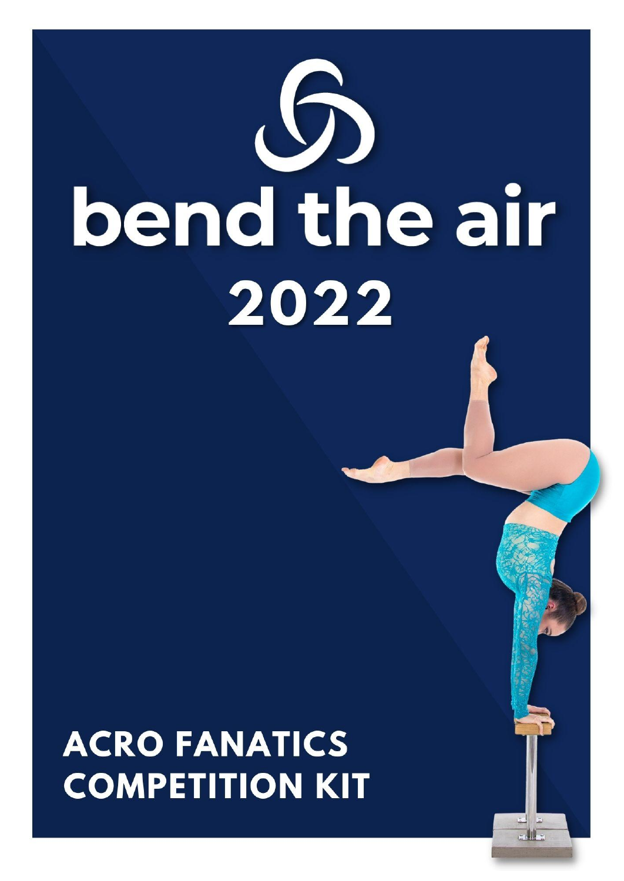# bend the air

# 2022

## ACRO FANATICS COMPETITION KIT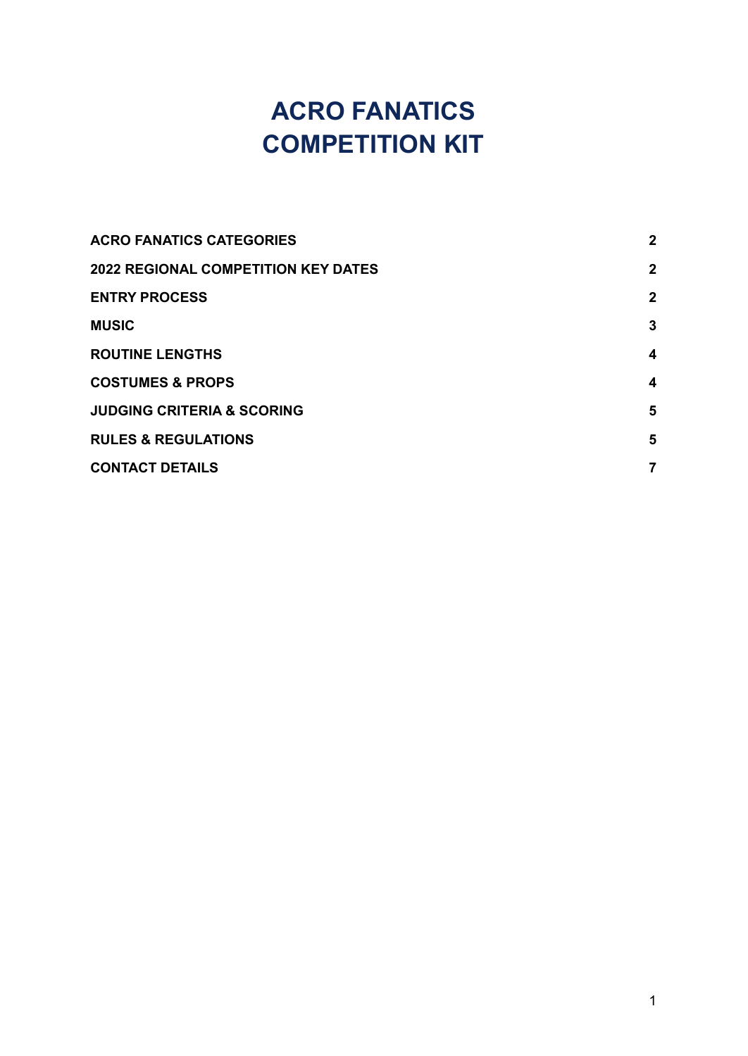# ACRO FANATICS COMPETITION KIT

| | |
|---|---|
| **ACRO FANATICS CATEGORIES** | **2** |
| **2022 REGIONAL COMPETITION KEY DATES** | **2** |
| **ENTRY PROCESS** | **2** |
| **MUSIC** | **3** |
| **ROUTINE LENGTHS** | **4** |
| **COSTUMES & PROPS** | **4** |
| **JUDGING CRITERIA & SCORING** | **5** |
| **RULES & REGULATIONS** | **5** |
| **CONTACT DETAILS** | **7** |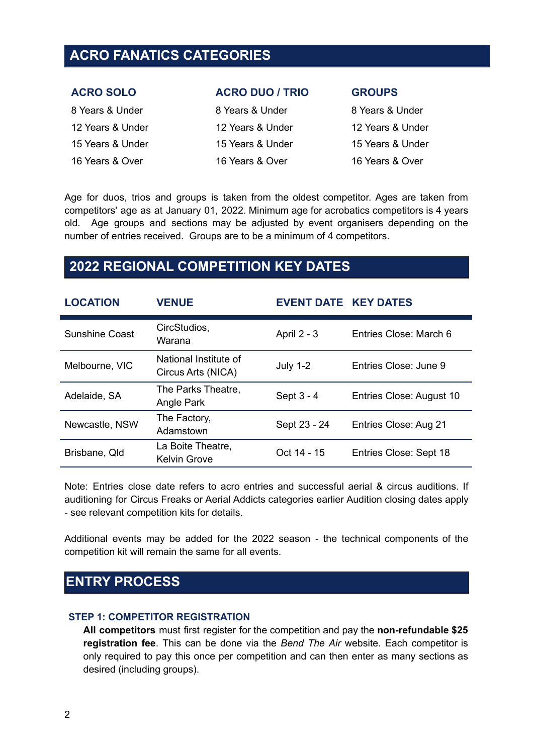## ACRO FANATICS CATEGORIES

| ACRO SOLO | ACRO DUO / TRIO | GROUPS |
|---|---|---|
| 8 Years & Under | 8 Years & Under | 8 Years & Under |
| 12 Years & Under | 12 Years & Under | 12 Years & Under |
| 15 Years & Under | 15 Years & Under | 15 Years & Under |
| 16 Years & Over | 16 Years & Over | 16 Years & Over |

Age for duos, trios and groups is taken from the oldest competitor. Ages are taken from competitors' age as at January 01, 2022. Minimum age for acrobatics competitors is 4 years old. Age groups and sections may be adjusted by event organisers depending on the number of entries received. Groups are to be a minimum of 4 competitors.

## 2022 REGIONAL COMPETITION KEY DATES

| LOCATION | VENUE | EVENT DATE | KEY DATES |
|---|---|---|---|
| Sunshine Coast | CircStudios, Warana | April 2 - 3 | Entries Close: March 6 |
| Melbourne, VIC | National Institute of Circus Arts (NICA) | July 1-2 | Entries Close: June 9 |
| Adelaide, SA | The Parks Theatre, Angle Park | Sept 3 - 4 | Entries Close: August 10 |
| Newcastle, NSW | The Factory, Adamstown | Sept 23 - 24 | Entries Close: Aug 21 |
| Brisbane, Qld | La Boite Theatre, Kelvin Grove | Oct 14 - 15 | Entries Close: Sept 18 |

Note: Entries close date refers to acro entries and successful aerial & circus auditions. If auditioning for Circus Freaks or Aerial Addicts categories earlier Audition closing dates apply - see relevant competition kits for details.

Additional events may be added for the 2022 season - the technical components of the competition kit will remain the same for all events.

## ENTRY PROCESS

### STEP 1: COMPETITOR REGISTRATION

**All competitors** must first register for the competition and pay the **non-refundable $25 registration fee**. This can be done via the *Bend The Air* website. Each competitor is only required to pay this once per competition and can then enter as many sections as desired (including groups).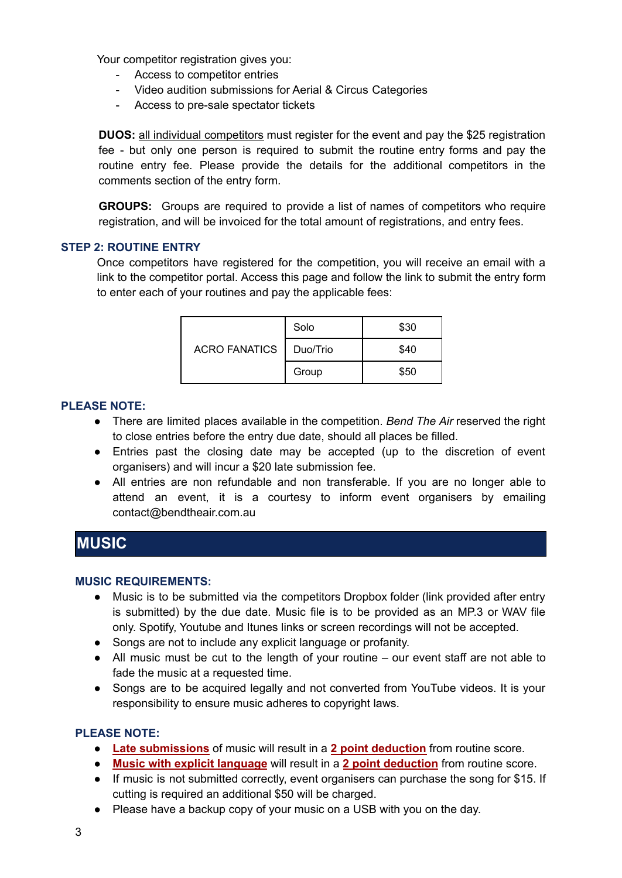Your competitor registration gives you:

- Access to competitor entries
- Video audition submissions for Aerial & Circus Categories
- Access to pre-sale spectator tickets

**DUOS:** all individual competitors must register for the event and pay the $25 registration fee - but only one person is required to submit the routine entry forms and pay the routine entry fee. Please provide the details for the additional competitors in the comments section of the entry form.

**GROUPS:** Groups are required to provide a list of names of competitors who require registration, and will be invoiced for the total amount of registrations, and entry fees.

### STEP 2: ROUTINE ENTRY

Once competitors have registered for the competition, you will receive an email with a link to the competitor portal. Access this page and follow the link to submit the entry form to enter each of your routines and pay the applicable fees:

| | | |
|---|---|---|
| ACRO FANATICS | Solo | $30 |
| | Duo/Trio | $40 |
| | Group | $50 |

### PLEASE NOTE:

- There are limited places available in the competition. *Bend The Air* reserved the right to close entries before the entry due date, should all places be filled.
- Entries past the closing date may be accepted (up to the discretion of event organisers) and will incur a $20 late submission fee.
- All entries are non refundable and non transferable. If you are no longer able to attend an event, it is a courtesy to inform event organisers by emailing contact@bendtheair.com.au

## MUSIC

### MUSIC REQUIREMENTS:

- Music is to be submitted via the competitors Dropbox folder (link provided after entry is submitted) by the due date. Music file is to be provided as an MP.3 or WAV file only. Spotify, Youtube and Itunes links or screen recordings will not be accepted.
- Songs are not to include any explicit language or profanity.
- All music must be cut to the length of your routine – our event staff are not able to fade the music at a requested time.
- Songs are to be acquired legally and not converted from YouTube videos. It is your responsibility to ensure music adheres to copyright laws.

### PLEASE NOTE:

- **Late submissions** of music will result in a **2 point deduction** from routine score.
- **Music with explicit language** will result in a **2 point deduction** from routine score.
- If music is not submitted correctly, event organisers can purchase the song for $15. If cutting is required an additional $50 will be charged.
- Please have a backup copy of your music on a USB with you on the day.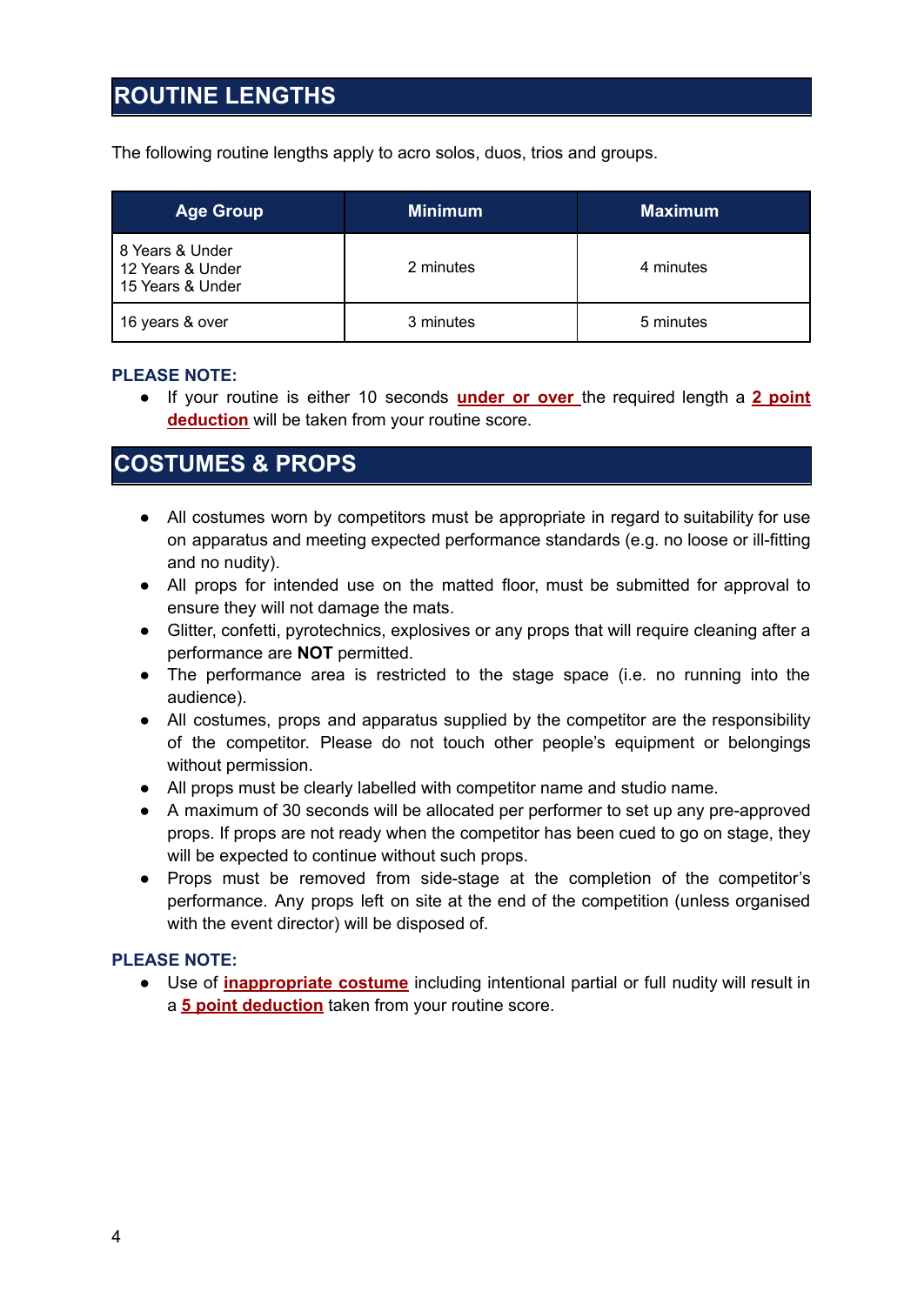## ROUTINE LENGTHS

The following routine lengths apply to acro solos, duos, trios and groups.

| Age Group | Minimum | Maximum |
|---|---|---|
| 8 Years & Under<br>12 Years & Under<br>15 Years & Under | 2 minutes | 4 minutes |
| 16 years & over | 3 minutes | 5 minutes |

**PLEASE NOTE:**

- If your routine is either 10 seconds **under or over** the required length a **2 point deduction** will be taken from your routine score.

## COSTUMES & PROPS

- All costumes worn by competitors must be appropriate in regard to suitability for use on apparatus and meeting expected performance standards (e.g. no loose or ill-fitting and no nudity).
- All props for intended use on the matted floor, must be submitted for approval to ensure they will not damage the mats.
- Glitter, confetti, pyrotechnics, explosives or any props that will require cleaning after a performance are **NOT** permitted.
- The performance area is restricted to the stage space (i.e. no running into the audience).
- All costumes, props and apparatus supplied by the competitor are the responsibility of the competitor. Please do not touch other people's equipment or belongings without permission.
- All props must be clearly labelled with competitor name and studio name.
- A maximum of 30 seconds will be allocated per performer to set up any pre-approved props. If props are not ready when the competitor has been cued to go on stage, they will be expected to continue without such props.
- Props must be removed from side-stage at the completion of the competitor's performance. Any props left on site at the end of the competition (unless organised with the event director) will be disposed of.

**PLEASE NOTE:**

- Use of **inappropriate costume** including intentional partial or full nudity will result in a **5 point deduction** taken from your routine score.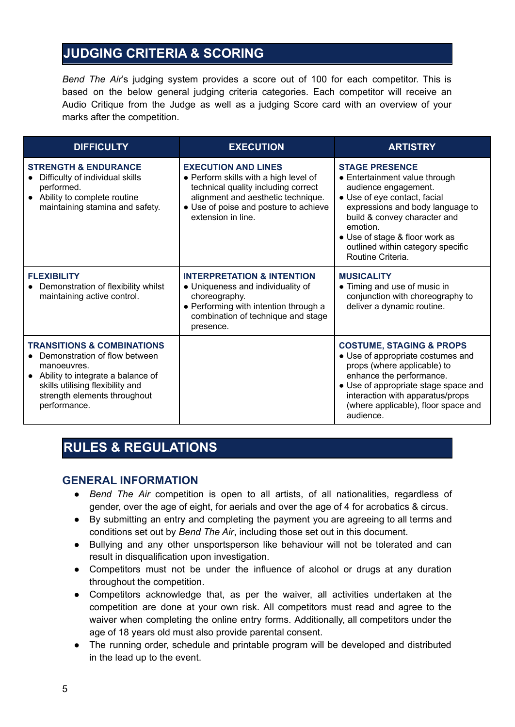## JUDGING CRITERIA & SCORING

*Bend The Air*'s judging system provides a score out of 100 for each competitor. This is based on the below general judging criteria categories. Each competitor will receive an Audio Critique from the Judge as well as a judging Score card with an overview of your marks after the competition.

| DIFFICULTY | EXECUTION | ARTISTRY |
|---|---|---|
| **STRENGTH & ENDURANCE**<br>● Difficulty of individual skills performed.<br>● Ability to complete routine maintaining stamina and safety. | **EXECUTION AND LINES**<br>● Perform skills with a high level of technical quality including correct alignment and aesthetic technique.<br>● Use of poise and posture to achieve extension in line. | **STAGE PRESENCE**<br>● Entertainment value through audience engagement.<br>● Use of eye contact, facial expressions and body language to build & convey character and emotion.<br>● Use of stage & floor work as outlined within category specific Routine Criteria. |
| **FLEXIBILITY**<br>● Demonstration of flexibility whilst maintaining active control. | **INTERPRETATION & INTENTION**<br>● Uniqueness and individuality of choreography.<br>● Performing with intention through a combination of technique and stage presence. | **MUSICALITY**<br>● Timing and use of music in conjunction with choreography to deliver a dynamic routine. |
| **TRANSITIONS & COMBINATIONS**<br>● Demonstration of flow between manoeuvres.<br>● Ability to integrate a balance of skills utilising flexibility and strength elements throughout performance. | | **COSTUME, STAGING & PROPS**<br>● Use of appropriate costumes and props (where applicable) to enhance the performance.<br>● Use of appropriate stage space and interaction with apparatus/props (where applicable), floor space and audience. |

## RULES & REGULATIONS

### GENERAL INFORMATION

- *Bend The Air* competition is open to all artists, of all nationalities, regardless of gender, over the age of eight, for aerials and over the age of 4 for acrobatics & circus.
- By submitting an entry and completing the payment you are agreeing to all terms and conditions set out by *Bend The Air*, including those set out in this document.
- Bullying and any other unsportsperson like behaviour will not be tolerated and can result in disqualification upon investigation.
- Competitors must not be under the influence of alcohol or drugs at any duration throughout the competition.
- Competitors acknowledge that, as per the waiver, all activities undertaken at the competition are done at your own risk. All competitors must read and agree to the waiver when completing the online entry forms. Additionally, all competitors under the age of 18 years old must also provide parental consent.
- The running order, schedule and printable program will be developed and distributed in the lead up to the event.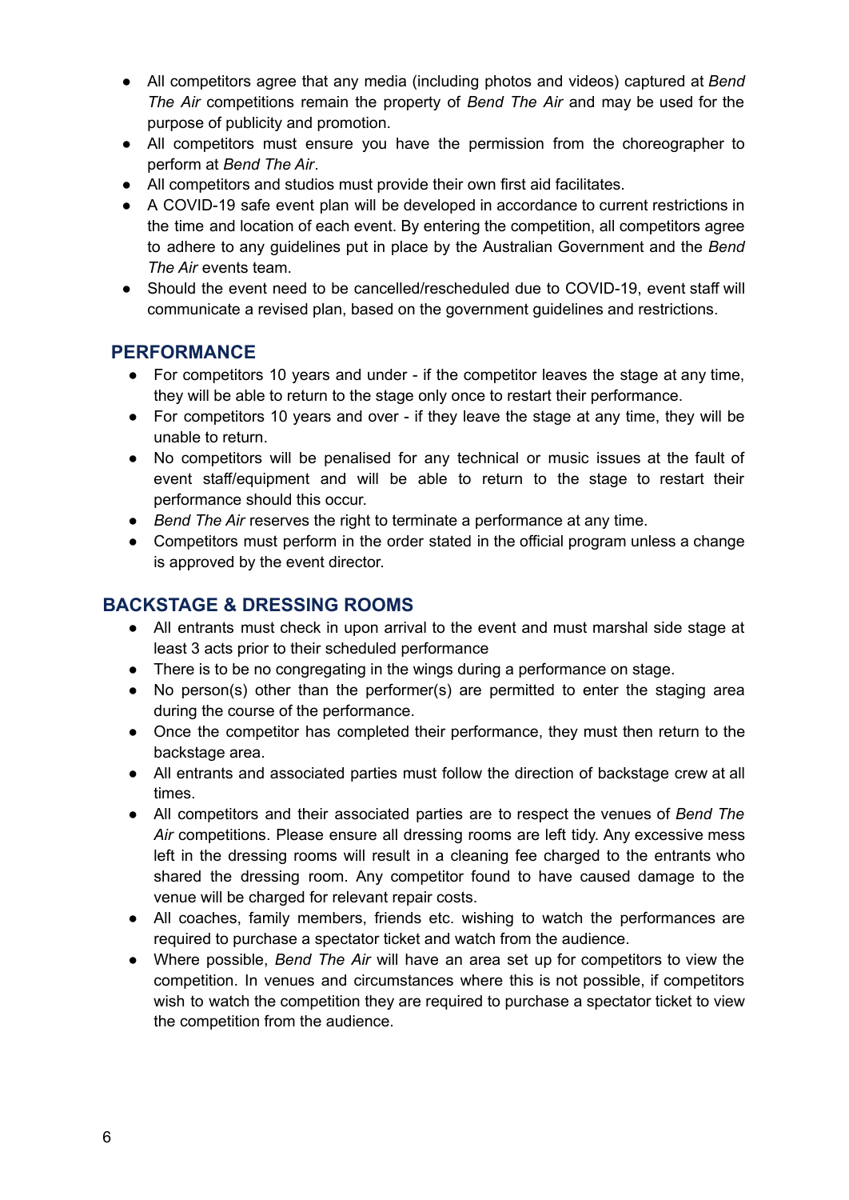- All competitors agree that any media (including photos and videos) captured at *Bend The Air* competitions remain the property of *Bend The Air* and may be used for the purpose of publicity and promotion.
- All competitors must ensure you have the permission from the choreographer to perform at *Bend The Air*.
- All competitors and studios must provide their own first aid facilitates.
- A COVID-19 safe event plan will be developed in accordance to current restrictions in the time and location of each event. By entering the competition, all competitors agree to adhere to any guidelines put in place by the Australian Government and the *Bend The Air* events team.
- Should the event need to be cancelled/rescheduled due to COVID-19, event staff will communicate a revised plan, based on the government guidelines and restrictions.

## PERFORMANCE

- For competitors 10 years and under - if the competitor leaves the stage at any time, they will be able to return to the stage only once to restart their performance.
- For competitors 10 years and over - if they leave the stage at any time, they will be unable to return.
- No competitors will be penalised for any technical or music issues at the fault of event staff/equipment and will be able to return to the stage to restart their performance should this occur.
- *Bend The Air* reserves the right to terminate a performance at any time.
- Competitors must perform in the order stated in the official program unless a change is approved by the event director.

## BACKSTAGE & DRESSING ROOMS

- All entrants must check in upon arrival to the event and must marshal side stage at least 3 acts prior to their scheduled performance
- There is to be no congregating in the wings during a performance on stage.
- No person(s) other than the performer(s) are permitted to enter the staging area during the course of the performance.
- Once the competitor has completed their performance, they must then return to the backstage area.
- All entrants and associated parties must follow the direction of backstage crew at all times.
- All competitors and their associated parties are to respect the venues of *Bend The Air* competitions. Please ensure all dressing rooms are left tidy. Any excessive mess left in the dressing rooms will result in a cleaning fee charged to the entrants who shared the dressing room. Any competitor found to have caused damage to the venue will be charged for relevant repair costs.
- All coaches, family members, friends etc. wishing to watch the performances are required to purchase a spectator ticket and watch from the audience.
- Where possible, *Bend The Air* will have an area set up for competitors to view the competition. In venues and circumstances where this is not possible, if competitors wish to watch the competition they are required to purchase a spectator ticket to view the competition from the audience.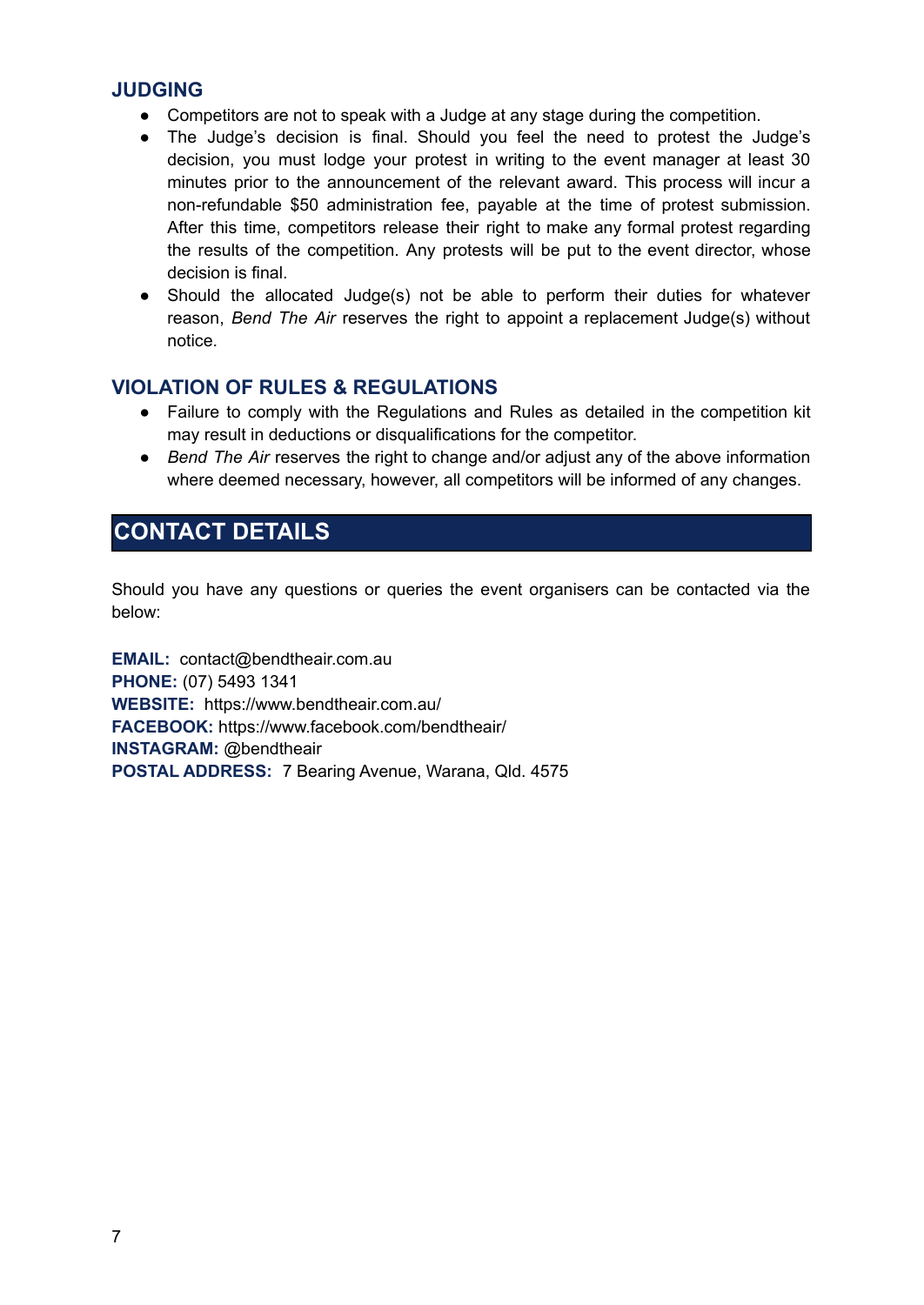### JUDGING

- Competitors are not to speak with a Judge at any stage during the competition.
- The Judge's decision is final. Should you feel the need to protest the Judge's decision, you must lodge your protest in writing to the event manager at least 30 minutes prior to the announcement of the relevant award. This process will incur a non-refundable $50 administration fee, payable at the time of protest submission. After this time, competitors release their right to make any formal protest regarding the results of the competition. Any protests will be put to the event director, whose decision is final.
- Should the allocated Judge(s) not be able to perform their duties for whatever reason, *Bend The Air* reserves the right to appoint a replacement Judge(s) without notice.

### VIOLATION OF RULES & REGULATIONS

- Failure to comply with the Regulations and Rules as detailed in the competition kit may result in deductions or disqualifications for the competitor.
- *Bend The Air* reserves the right to change and/or adjust any of the above information where deemed necessary, however, all competitors will be informed of any changes.

## CONTACT DETAILS

Should you have any questions or queries the event organisers can be contacted via the below:

**EMAIL:** contact@bendtheair.com.au
**PHONE:** (07) 5493 1341
**WEBSITE:** https://www.bendtheair.com.au/
**FACEBOOK:** https://www.facebook.com/bendtheair/
**INSTAGRAM:** @bendtheair
**POSTAL ADDRESS:** 7 Bearing Avenue, Warana, Qld. 4575